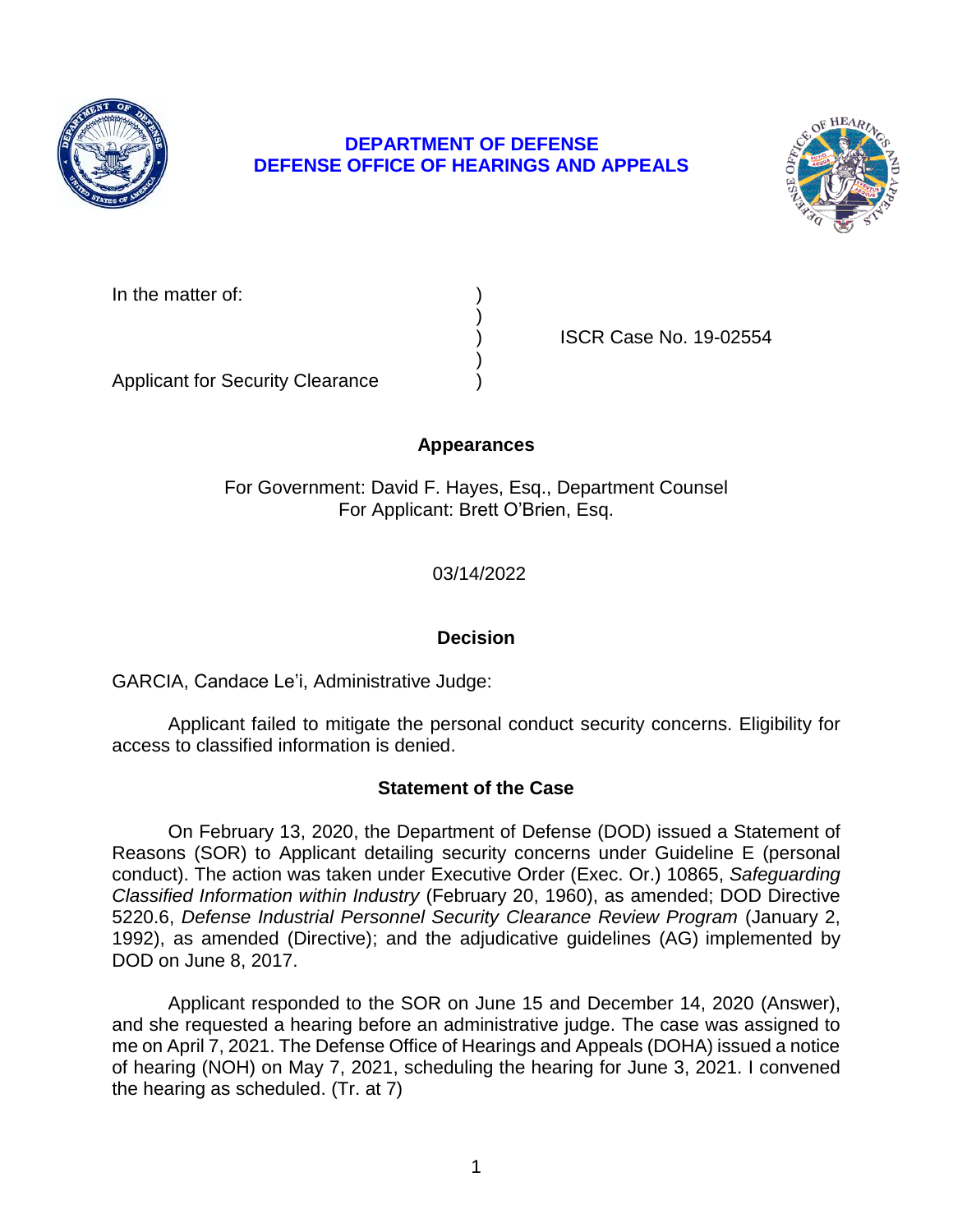**DEPARTMENT OF DEFENSE**
**DEFENSE OFFICE OF HEARINGS AND APPEALS**

| | | |
|---|---|---|
| In the matter of: | ) | |
| | ) | |
| | ) | ISCR Case No. 19-02554 |
| | ) | |
| Applicant for Security Clearance | ) | |

## Appearances

For Government: David F. Hayes, Esq., Department Counsel
For Applicant: Brett O'Brien, Esq.

03/14/2022

## Decision

GARCIA, Candace Le'i, Administrative Judge:

Applicant failed to mitigate the personal conduct security concerns. Eligibility for access to classified information is denied.

## Statement of the Case

On February 13, 2020, the Department of Defense (DOD) issued a Statement of Reasons (SOR) to Applicant detailing security concerns under Guideline E (personal conduct). The action was taken under Executive Order (Exec. Or.) 10865, *Safeguarding Classified Information within Industry* (February 20, 1960), as amended; DOD Directive 5220.6, *Defense Industrial Personnel Security Clearance Review Program* (January 2, 1992), as amended (Directive); and the adjudicative guidelines (AG) implemented by DOD on June 8, 2017.

Applicant responded to the SOR on June 15 and December 14, 2020 (Answer), and she requested a hearing before an administrative judge. The case was assigned to me on April 7, 2021. The Defense Office of Hearings and Appeals (DOHA) issued a notice of hearing (NOH) on May 7, 2021, scheduling the hearing for June 3, 2021. I convened the hearing as scheduled. (Tr. at 7)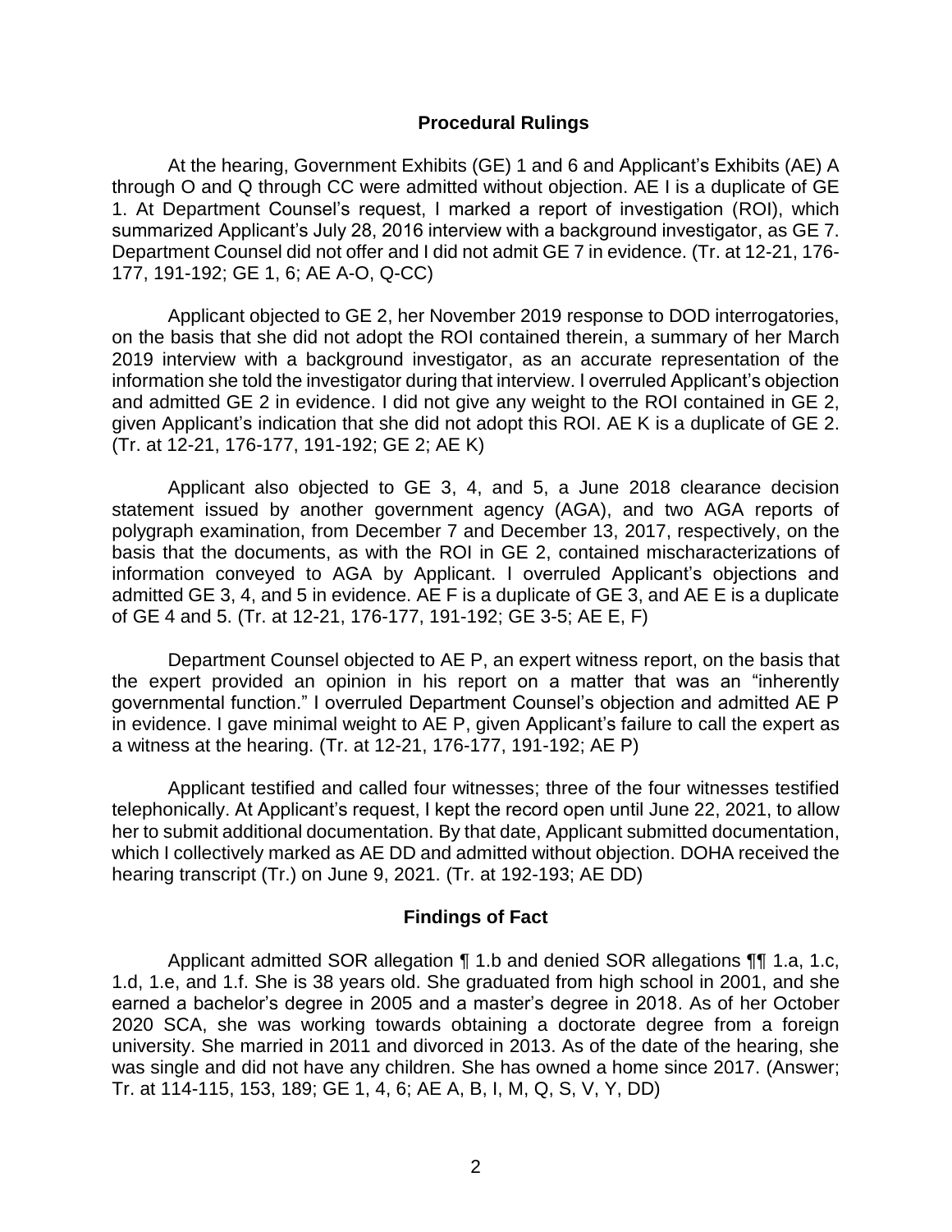## Procedural Rulings

At the hearing, Government Exhibits (GE) 1 and 6 and Applicant's Exhibits (AE) A through O and Q through CC were admitted without objection. AE I is a duplicate of GE 1. At Department Counsel's request, I marked a report of investigation (ROI), which summarized Applicant's July 28, 2016 interview with a background investigator, as GE 7. Department Counsel did not offer and I did not admit GE 7 in evidence. (Tr. at 12-21, 176-177, 191-192; GE 1, 6; AE A-O, Q-CC)

Applicant objected to GE 2, her November 2019 response to DOD interrogatories, on the basis that she did not adopt the ROI contained therein, a summary of her March 2019 interview with a background investigator, as an accurate representation of the information she told the investigator during that interview. I overruled Applicant's objection and admitted GE 2 in evidence. I did not give any weight to the ROI contained in GE 2, given Applicant's indication that she did not adopt this ROI. AE K is a duplicate of GE 2. (Tr. at 12-21, 176-177, 191-192; GE 2; AE K)

Applicant also objected to GE 3, 4, and 5, a June 2018 clearance decision statement issued by another government agency (AGA), and two AGA reports of polygraph examination, from December 7 and December 13, 2017, respectively, on the basis that the documents, as with the ROI in GE 2, contained mischaracterizations of information conveyed to AGA by Applicant. I overruled Applicant's objections and admitted GE 3, 4, and 5 in evidence. AE F is a duplicate of GE 3, and AE E is a duplicate of GE 4 and 5. (Tr. at 12-21, 176-177, 191-192; GE 3-5; AE E, F)

Department Counsel objected to AE P, an expert witness report, on the basis that the expert provided an opinion in his report on a matter that was an "inherently governmental function." I overruled Department Counsel's objection and admitted AE P in evidence. I gave minimal weight to AE P, given Applicant's failure to call the expert as a witness at the hearing. (Tr. at 12-21, 176-177, 191-192; AE P)

Applicant testified and called four witnesses; three of the four witnesses testified telephonically. At Applicant's request, I kept the record open until June 22, 2021, to allow her to submit additional documentation. By that date, Applicant submitted documentation, which I collectively marked as AE DD and admitted without objection. DOHA received the hearing transcript (Tr.) on June 9, 2021. (Tr. at 192-193; AE DD)

## Findings of Fact

Applicant admitted SOR allegation ¶ 1.b and denied SOR allegations ¶¶ 1.a, 1.c, 1.d, 1.e, and 1.f. She is 38 years old. She graduated from high school in 2001, and she earned a bachelor's degree in 2005 and a master's degree in 2018. As of her October 2020 SCA, she was working towards obtaining a doctorate degree from a foreign university. She married in 2011 and divorced in 2013. As of the date of the hearing, she was single and did not have any children. She has owned a home since 2017. (Answer; Tr. at 114-115, 153, 189; GE 1, 4, 6; AE A, B, I, M, Q, S, V, Y, DD)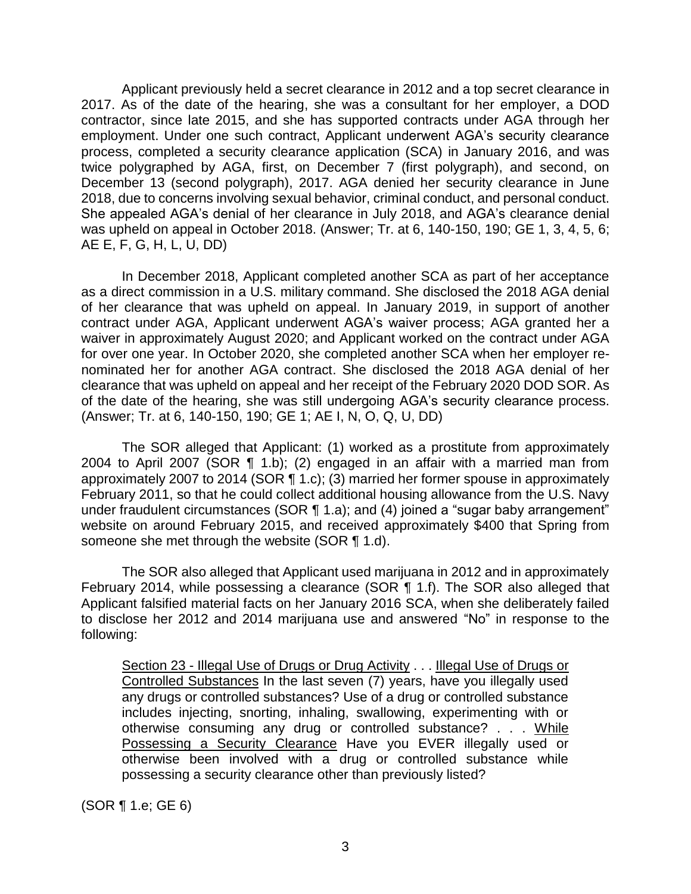Applicant previously held a secret clearance in 2012 and a top secret clearance in 2017. As of the date of the hearing, she was a consultant for her employer, a DOD contractor, since late 2015, and she has supported contracts under AGA through her employment. Under one such contract, Applicant underwent AGA's security clearance process, completed a security clearance application (SCA) in January 2016, and was twice polygraphed by AGA, first, on December 7 (first polygraph), and second, on December 13 (second polygraph), 2017. AGA denied her security clearance in June 2018, due to concerns involving sexual behavior, criminal conduct, and personal conduct. She appealed AGA's denial of her clearance in July 2018, and AGA's clearance denial was upheld on appeal in October 2018. (Answer; Tr. at 6, 140-150, 190; GE 1, 3, 4, 5, 6; AE E, F, G, H, L, U, DD)

In December 2018, Applicant completed another SCA as part of her acceptance as a direct commission in a U.S. military command. She disclosed the 2018 AGA denial of her clearance that was upheld on appeal. In January 2019, in support of another contract under AGA, Applicant underwent AGA's waiver process; AGA granted her a waiver in approximately August 2020; and Applicant worked on the contract under AGA for over one year. In October 2020, she completed another SCA when her employer re-nominated her for another AGA contract. She disclosed the 2018 AGA denial of her clearance that was upheld on appeal and her receipt of the February 2020 DOD SOR. As of the date of the hearing, she was still undergoing AGA's security clearance process. (Answer; Tr. at 6, 140-150, 190; GE 1; AE I, N, O, Q, U, DD)

The SOR alleged that Applicant: (1) worked as a prostitute from approximately 2004 to April 2007 (SOR ¶ 1.b); (2) engaged in an affair with a married man from approximately 2007 to 2014 (SOR ¶ 1.c); (3) married her former spouse in approximately February 2011, so that he could collect additional housing allowance from the U.S. Navy under fraudulent circumstances (SOR ¶ 1.a); and (4) joined a "sugar baby arrangement" website on around February 2015, and received approximately $400 that Spring from someone she met through the website (SOR ¶ 1.d).

The SOR also alleged that Applicant used marijuana in 2012 and in approximately February 2014, while possessing a clearance (SOR ¶ 1.f). The SOR also alleged that Applicant falsified material facts on her January 2016 SCA, when she deliberately failed to disclose her 2012 and 2014 marijuana use and answered "No" in response to the following:

> <u>Section 23 - Illegal Use of Drugs or Drug Activity</u> . . . <u>Illegal Use of Drugs or Controlled Substances</u> In the last seven (7) years, have you illegally used any drugs or controlled substances? Use of a drug or controlled substance includes injecting, snorting, inhaling, swallowing, experimenting with or otherwise consuming any drug or controlled substance? . . . <u>While Possessing a Security Clearance</u> Have you EVER illegally used or otherwise been involved with a drug or controlled substance while possessing a security clearance other than previously listed?

(SOR ¶ 1.e; GE 6)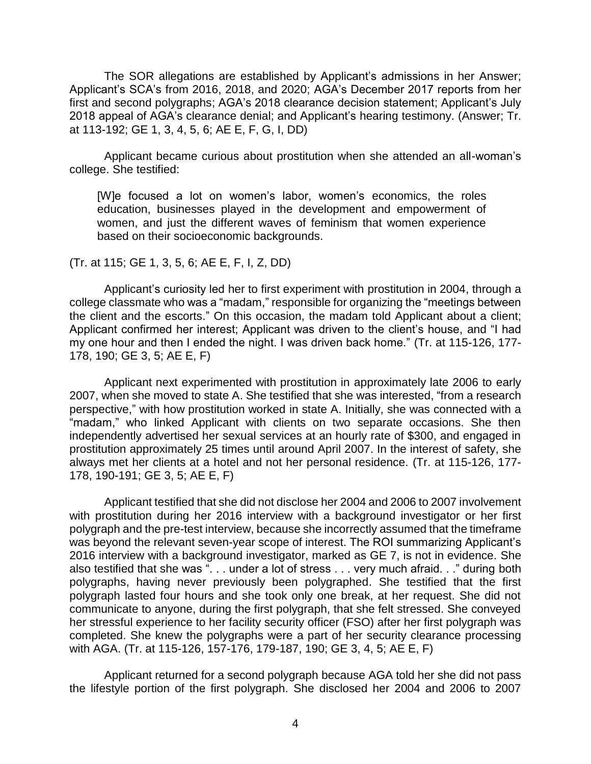The SOR allegations are established by Applicant's admissions in her Answer; Applicant's SCA's from 2016, 2018, and 2020; AGA's December 2017 reports from her first and second polygraphs; AGA's 2018 clearance decision statement; Applicant's July 2018 appeal of AGA's clearance denial; and Applicant's hearing testimony. (Answer; Tr. at 113-192; GE 1, 3, 4, 5, 6; AE E, F, G, I, DD)

Applicant became curious about prostitution when she attended an all-woman's college. She testified:

> [W]e focused a lot on women's labor, women's economics, the roles education, businesses played in the development and empowerment of women, and just the different waves of feminism that women experience based on their socioeconomic backgrounds.

(Tr. at 115; GE 1, 3, 5, 6; AE E, F, I, Z, DD)

Applicant's curiosity led her to first experiment with prostitution in 2004, through a college classmate who was a "madam," responsible for organizing the "meetings between the client and the escorts." On this occasion, the madam told Applicant about a client; Applicant confirmed her interest; Applicant was driven to the client's house, and "I had my one hour and then I ended the night. I was driven back home." (Tr. at 115-126, 177-178, 190; GE 3, 5; AE E, F)

Applicant next experimented with prostitution in approximately late 2006 to early 2007, when she moved to state A. She testified that she was interested, "from a research perspective," with how prostitution worked in state A. Initially, she was connected with a "madam," who linked Applicant with clients on two separate occasions. She then independently advertised her sexual services at an hourly rate of $300, and engaged in prostitution approximately 25 times until around April 2007. In the interest of safety, she always met her clients at a hotel and not her personal residence. (Tr. at 115-126, 177-178, 190-191; GE 3, 5; AE E, F)

Applicant testified that she did not disclose her 2004 and 2006 to 2007 involvement with prostitution during her 2016 interview with a background investigator or her first polygraph and the pre-test interview, because she incorrectly assumed that the timeframe was beyond the relevant seven-year scope of interest. The ROI summarizing Applicant's 2016 interview with a background investigator, marked as GE 7, is not in evidence. She also testified that she was ". . . under a lot of stress . . . very much afraid. . ." during both polygraphs, having never previously been polygraphed. She testified that the first polygraph lasted four hours and she took only one break, at her request. She did not communicate to anyone, during the first polygraph, that she felt stressed. She conveyed her stressful experience to her facility security officer (FSO) after her first polygraph was completed. She knew the polygraphs were a part of her security clearance processing with AGA. (Tr. at 115-126, 157-176, 179-187, 190; GE 3, 4, 5; AE E, F)

Applicant returned for a second polygraph because AGA told her she did not pass the lifestyle portion of the first polygraph. She disclosed her 2004 and 2006 to 2007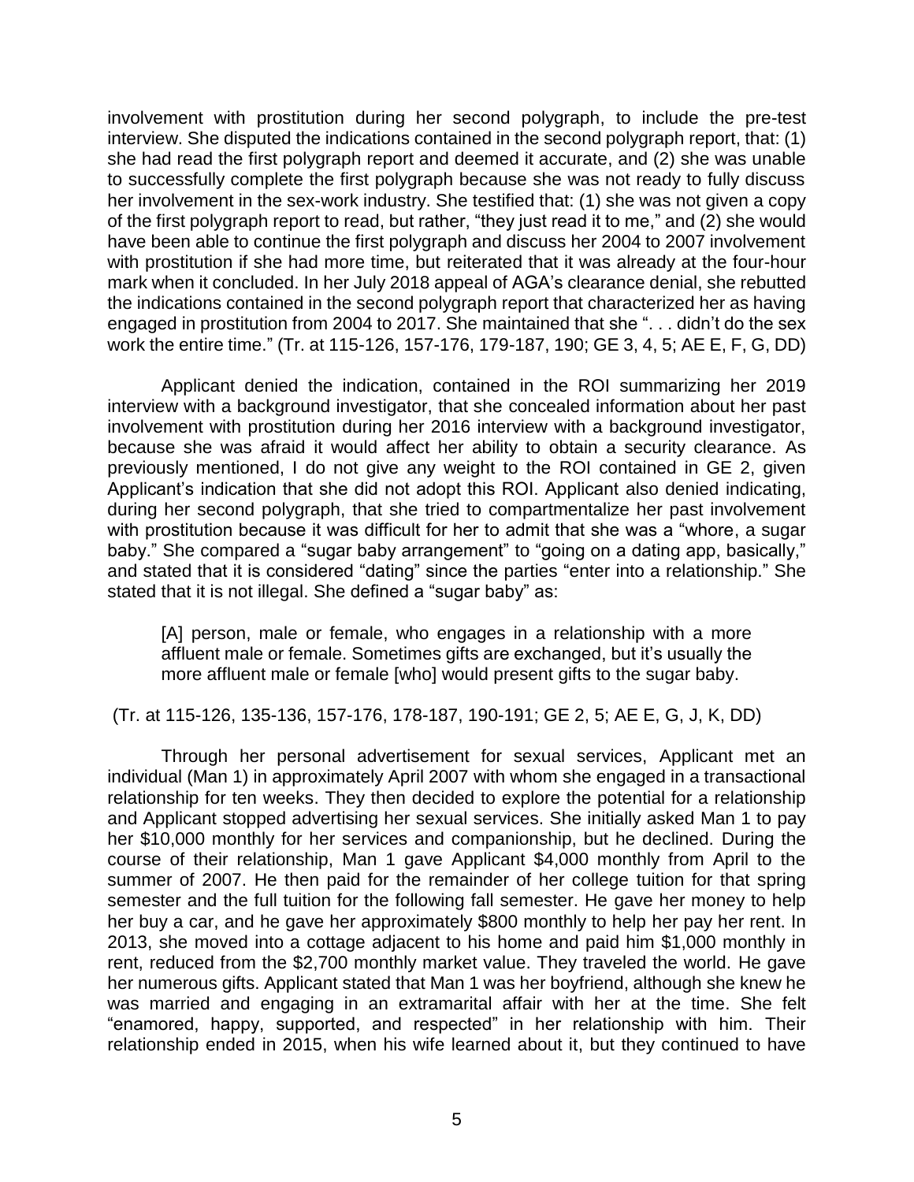involvement with prostitution during her second polygraph, to include the pre-test interview. She disputed the indications contained in the second polygraph report, that: (1) she had read the first polygraph report and deemed it accurate, and (2) she was unable to successfully complete the first polygraph because she was not ready to fully discuss her involvement in the sex-work industry. She testified that: (1) she was not given a copy of the first polygraph report to read, but rather, "they just read it to me," and (2) she would have been able to continue the first polygraph and discuss her 2004 to 2007 involvement with prostitution if she had more time, but reiterated that it was already at the four-hour mark when it concluded. In her July 2018 appeal of AGA's clearance denial, she rebutted the indications contained in the second polygraph report that characterized her as having engaged in prostitution from 2004 to 2017. She maintained that she ". . . didn't do the sex work the entire time." (Tr. at 115-126, 157-176, 179-187, 190; GE 3, 4, 5; AE E, F, G, DD)

Applicant denied the indication, contained in the ROI summarizing her 2019 interview with a background investigator, that she concealed information about her past involvement with prostitution during her 2016 interview with a background investigator, because she was afraid it would affect her ability to obtain a security clearance. As previously mentioned, I do not give any weight to the ROI contained in GE 2, given Applicant's indication that she did not adopt this ROI. Applicant also denied indicating, during her second polygraph, that she tried to compartmentalize her past involvement with prostitution because it was difficult for her to admit that she was a "whore, a sugar baby." She compared a "sugar baby arrangement" to "going on a dating app, basically," and stated that it is considered "dating" since the parties "enter into a relationship." She stated that it is not illegal. She defined a "sugar baby" as:

> [A] person, male or female, who engages in a relationship with a more affluent male or female. Sometimes gifts are exchanged, but it's usually the more affluent male or female [who] would present gifts to the sugar baby.

(Tr. at 115-126, 135-136, 157-176, 178-187, 190-191; GE 2, 5; AE E, G, J, K, DD)

Through her personal advertisement for sexual services, Applicant met an individual (Man 1) in approximately April 2007 with whom she engaged in a transactional relationship for ten weeks. They then decided to explore the potential for a relationship and Applicant stopped advertising her sexual services. She initially asked Man 1 to pay her $10,000 monthly for her services and companionship, but he declined. During the course of their relationship, Man 1 gave Applicant $4,000 monthly from April to the summer of 2007. He then paid for the remainder of her college tuition for that spring semester and the full tuition for the following fall semester. He gave her money to help her buy a car, and he gave her approximately $800 monthly to help her pay her rent. In 2013, she moved into a cottage adjacent to his home and paid him $1,000 monthly in rent, reduced from the $2,700 monthly market value. They traveled the world. He gave her numerous gifts. Applicant stated that Man 1 was her boyfriend, although she knew he was married and engaging in an extramarital affair with her at the time. She felt "enamored, happy, supported, and respected" in her relationship with him. Their relationship ended in 2015, when his wife learned about it, but they continued to have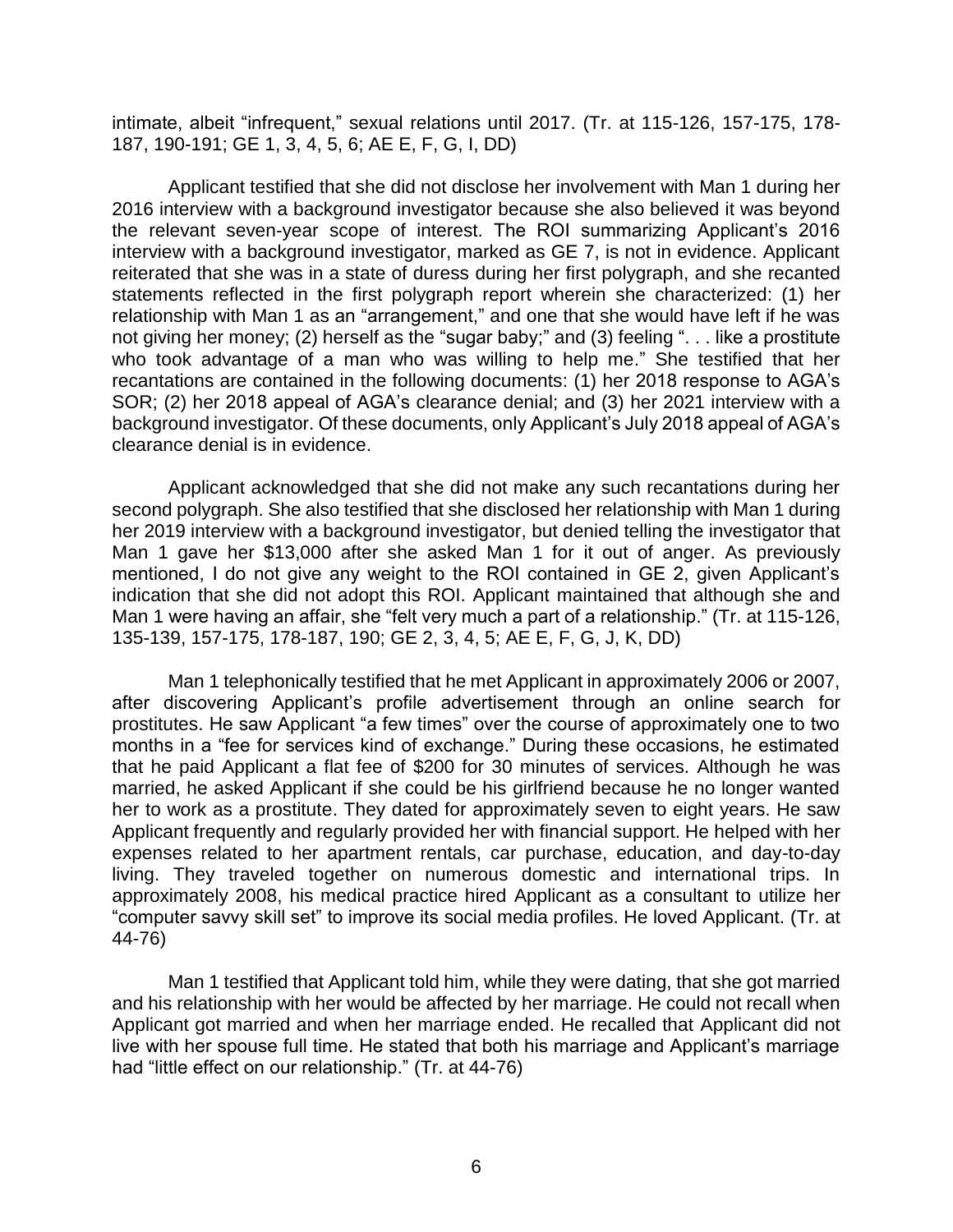intimate, albeit "infrequent," sexual relations until 2017. (Tr. at 115-126, 157-175, 178-187, 190-191; GE 1, 3, 4, 5, 6; AE E, F, G, I, DD)

Applicant testified that she did not disclose her involvement with Man 1 during her 2016 interview with a background investigator because she also believed it was beyond the relevant seven-year scope of interest. The ROI summarizing Applicant's 2016 interview with a background investigator, marked as GE 7, is not in evidence. Applicant reiterated that she was in a state of duress during her first polygraph, and she recanted statements reflected in the first polygraph report wherein she characterized: (1) her relationship with Man 1 as an "arrangement," and one that she would have left if he was not giving her money; (2) herself as the "sugar baby;" and (3) feeling ". . . like a prostitute who took advantage of a man who was willing to help me." She testified that her recantations are contained in the following documents: (1) her 2018 response to AGA's SOR; (2) her 2018 appeal of AGA's clearance denial; and (3) her 2021 interview with a background investigator. Of these documents, only Applicant's July 2018 appeal of AGA's clearance denial is in evidence.

Applicant acknowledged that she did not make any such recantations during her second polygraph. She also testified that she disclosed her relationship with Man 1 during her 2019 interview with a background investigator, but denied telling the investigator that Man 1 gave her $13,000 after she asked Man 1 for it out of anger. As previously mentioned, I do not give any weight to the ROI contained in GE 2, given Applicant's indication that she did not adopt this ROI. Applicant maintained that although she and Man 1 were having an affair, she "felt very much a part of a relationship." (Tr. at 115-126, 135-139, 157-175, 178-187, 190; GE 2, 3, 4, 5; AE E, F, G, J, K, DD)

Man 1 telephonically testified that he met Applicant in approximately 2006 or 2007, after discovering Applicant's profile advertisement through an online search for prostitutes. He saw Applicant "a few times" over the course of approximately one to two months in a "fee for services kind of exchange." During these occasions, he estimated that he paid Applicant a flat fee of $200 for 30 minutes of services. Although he was married, he asked Applicant if she could be his girlfriend because he no longer wanted her to work as a prostitute. They dated for approximately seven to eight years. He saw Applicant frequently and regularly provided her with financial support. He helped with her expenses related to her apartment rentals, car purchase, education, and day-to-day living. They traveled together on numerous domestic and international trips. In approximately 2008, his medical practice hired Applicant as a consultant to utilize her "computer savvy skill set" to improve its social media profiles. He loved Applicant. (Tr. at 44-76)

Man 1 testified that Applicant told him, while they were dating, that she got married and his relationship with her would be affected by her marriage. He could not recall when Applicant got married and when her marriage ended. He recalled that Applicant did not live with her spouse full time. He stated that both his marriage and Applicant's marriage had "little effect on our relationship." (Tr. at 44-76)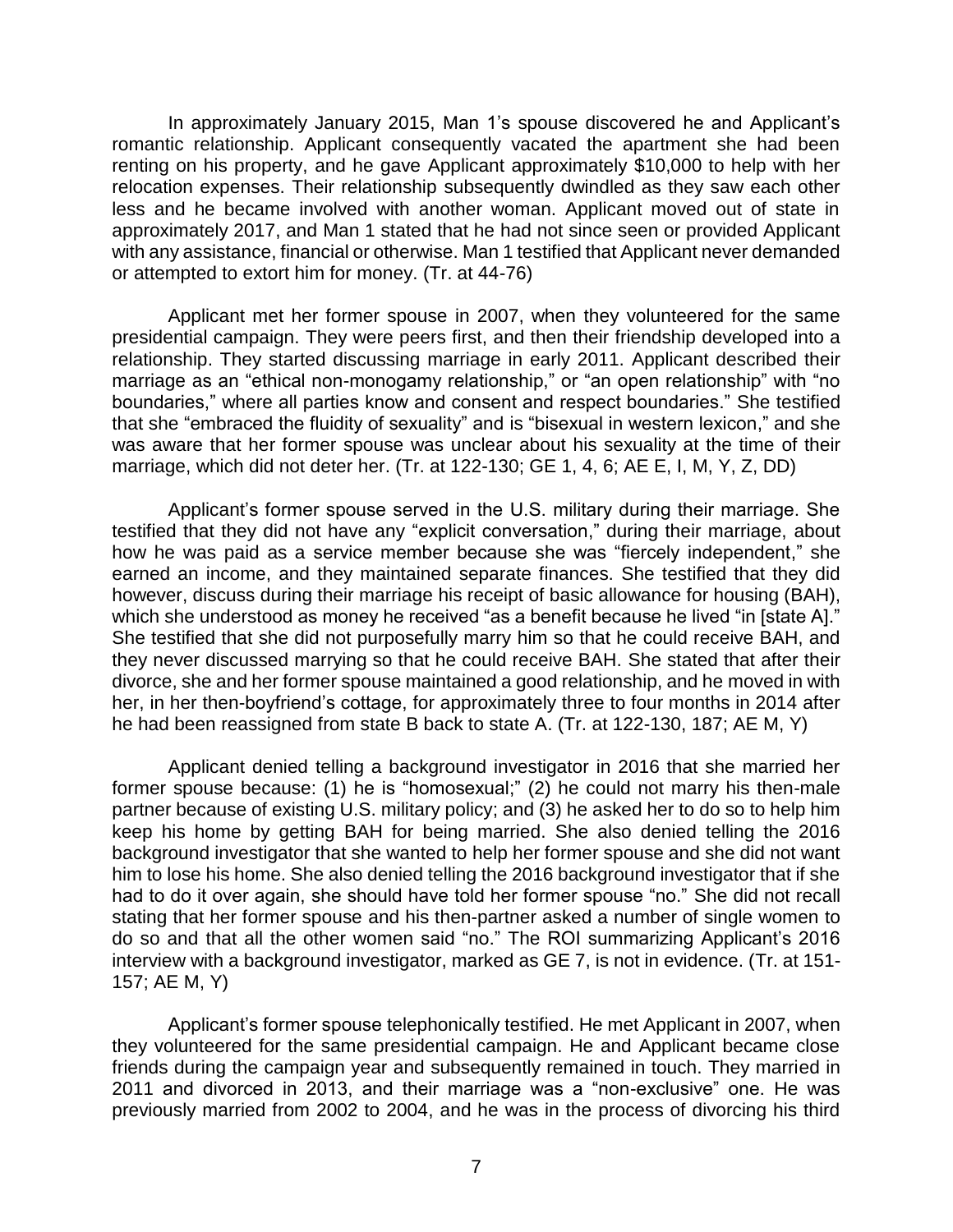In approximately January 2015, Man 1's spouse discovered he and Applicant's romantic relationship. Applicant consequently vacated the apartment she had been renting on his property, and he gave Applicant approximately $10,000 to help with her relocation expenses. Their relationship subsequently dwindled as they saw each other less and he became involved with another woman. Applicant moved out of state in approximately 2017, and Man 1 stated that he had not since seen or provided Applicant with any assistance, financial or otherwise. Man 1 testified that Applicant never demanded or attempted to extort him for money. (Tr. at 44-76)

Applicant met her former spouse in 2007, when they volunteered for the same presidential campaign. They were peers first, and then their friendship developed into a relationship. They started discussing marriage in early 2011. Applicant described their marriage as an "ethical non-monogamy relationship," or "an open relationship" with "no boundaries," where all parties know and consent and respect boundaries." She testified that she "embraced the fluidity of sexuality" and is "bisexual in western lexicon," and she was aware that her former spouse was unclear about his sexuality at the time of their marriage, which did not deter her. (Tr. at 122-130; GE 1, 4, 6; AE E, I, M, Y, Z, DD)

Applicant's former spouse served in the U.S. military during their marriage. She testified that they did not have any "explicit conversation," during their marriage, about how he was paid as a service member because she was "fiercely independent," she earned an income, and they maintained separate finances. She testified that they did however, discuss during their marriage his receipt of basic allowance for housing (BAH), which she understood as money he received "as a benefit because he lived "in [state A]." She testified that she did not purposefully marry him so that he could receive BAH, and they never discussed marrying so that he could receive BAH. She stated that after their divorce, she and her former spouse maintained a good relationship, and he moved in with her, in her then-boyfriend's cottage, for approximately three to four months in 2014 after he had been reassigned from state B back to state A. (Tr. at 122-130, 187; AE M, Y)

Applicant denied telling a background investigator in 2016 that she married her former spouse because: (1) he is "homosexual;" (2) he could not marry his then-male partner because of existing U.S. military policy; and (3) he asked her to do so to help him keep his home by getting BAH for being married. She also denied telling the 2016 background investigator that she wanted to help her former spouse and she did not want him to lose his home. She also denied telling the 2016 background investigator that if she had to do it over again, she should have told her former spouse "no." She did not recall stating that her former spouse and his then-partner asked a number of single women to do so and that all the other women said "no." The ROI summarizing Applicant's 2016 interview with a background investigator, marked as GE 7, is not in evidence. (Tr. at 151-157; AE M, Y)

Applicant's former spouse telephonically testified. He met Applicant in 2007, when they volunteered for the same presidential campaign. He and Applicant became close friends during the campaign year and subsequently remained in touch. They married in 2011 and divorced in 2013, and their marriage was a "non-exclusive" one. He was previously married from 2002 to 2004, and he was in the process of divorcing his third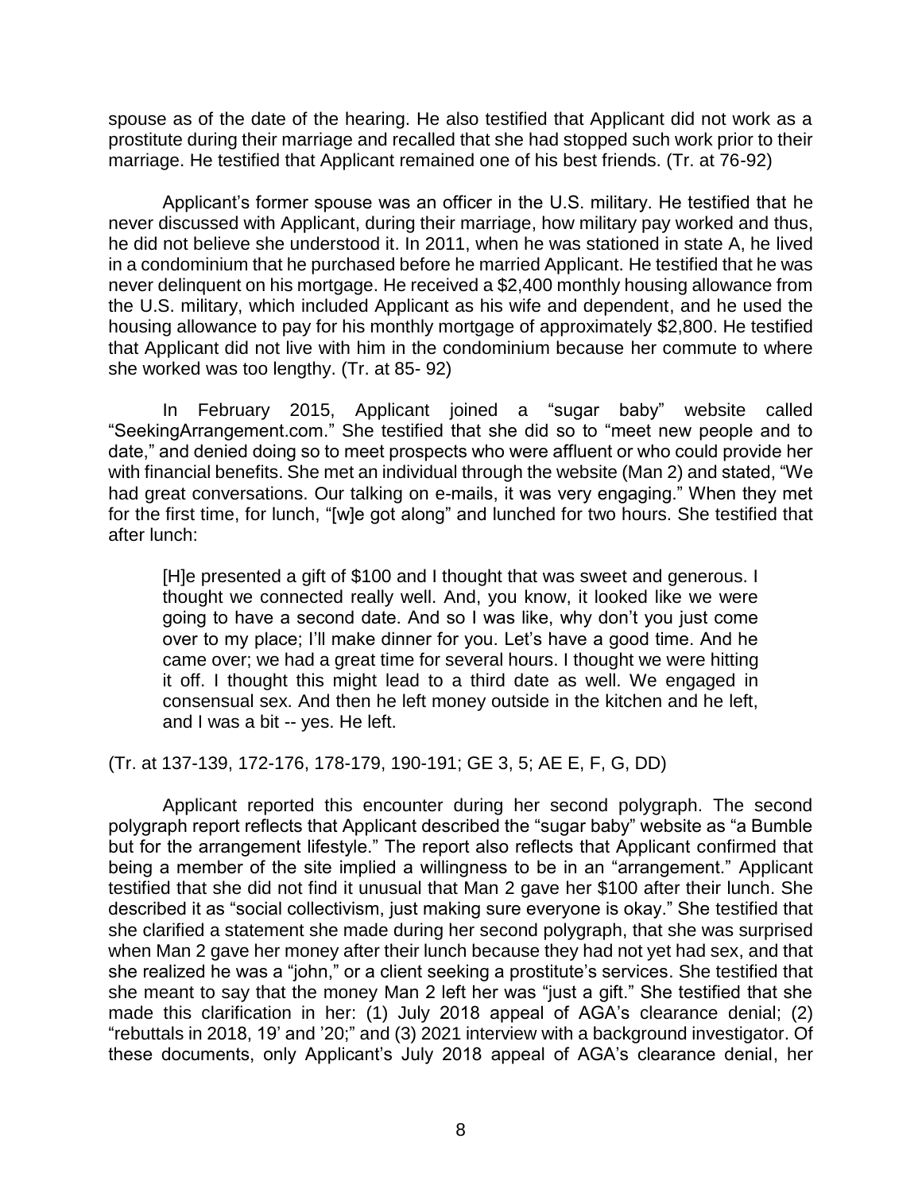spouse as of the date of the hearing. He also testified that Applicant did not work as a prostitute during their marriage and recalled that she had stopped such work prior to their marriage. He testified that Applicant remained one of his best friends. (Tr. at 76-92)

Applicant's former spouse was an officer in the U.S. military. He testified that he never discussed with Applicant, during their marriage, how military pay worked and thus, he did not believe she understood it. In 2011, when he was stationed in state A, he lived in a condominium that he purchased before he married Applicant. He testified that he was never delinquent on his mortgage. He received a $2,400 monthly housing allowance from the U.S. military, which included Applicant as his wife and dependent, and he used the housing allowance to pay for his monthly mortgage of approximately $2,800. He testified that Applicant did not live with him in the condominium because her commute to where she worked was too lengthy. (Tr. at 85- 92)

In February 2015, Applicant joined a "sugar baby" website called "SeekingArrangement.com." She testified that she did so to "meet new people and to date," and denied doing so to meet prospects who were affluent or who could provide her with financial benefits. She met an individual through the website (Man 2) and stated, "We had great conversations. Our talking on e-mails, it was very engaging." When they met for the first time, for lunch, "[w]e got along" and lunched for two hours. She testified that after lunch:

> [H]e presented a gift of $100 and I thought that was sweet and generous. I thought we connected really well. And, you know, it looked like we were going to have a second date. And so I was like, why don't you just come over to my place; I'll make dinner for you. Let's have a good time. And he came over; we had a great time for several hours. I thought we were hitting it off. I thought this might lead to a third date as well. We engaged in consensual sex. And then he left money outside in the kitchen and he left, and I was a bit -- yes. He left.

(Tr. at 137-139, 172-176, 178-179, 190-191; GE 3, 5; AE E, F, G, DD)

Applicant reported this encounter during her second polygraph. The second polygraph report reflects that Applicant described the "sugar baby" website as "a Bumble but for the arrangement lifestyle." The report also reflects that Applicant confirmed that being a member of the site implied a willingness to be in an "arrangement." Applicant testified that she did not find it unusual that Man 2 gave her $100 after their lunch. She described it as "social collectivism, just making sure everyone is okay." She testified that she clarified a statement she made during her second polygraph, that she was surprised when Man 2 gave her money after their lunch because they had not yet had sex, and that she realized he was a "john," or a client seeking a prostitute's services. She testified that she meant to say that the money Man 2 left her was "just a gift." She testified that she made this clarification in her: (1) July 2018 appeal of AGA's clearance denial; (2) "rebuttals in 2018, 19' and '20;" and (3) 2021 interview with a background investigator. Of these documents, only Applicant's July 2018 appeal of AGA's clearance denial, her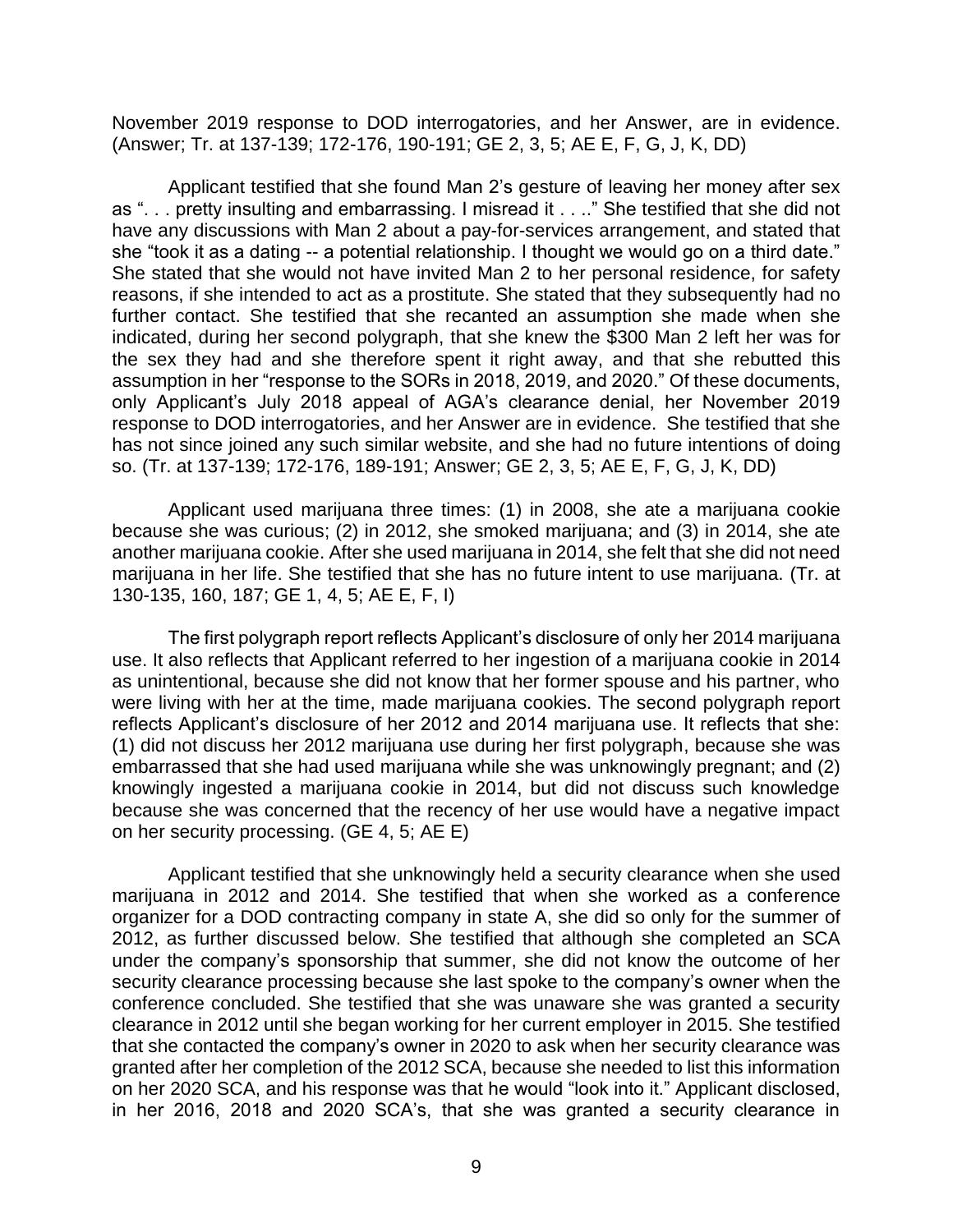November 2019 response to DOD interrogatories, and her Answer, are in evidence. (Answer; Tr. at 137-139; 172-176, 190-191; GE 2, 3, 5; AE E, F, G, J, K, DD)

Applicant testified that she found Man 2's gesture of leaving her money after sex as ". . . pretty insulting and embarrassing. I misread it . . .." She testified that she did not have any discussions with Man 2 about a pay-for-services arrangement, and stated that she "took it as a dating -- a potential relationship. I thought we would go on a third date." She stated that she would not have invited Man 2 to her personal residence, for safety reasons, if she intended to act as a prostitute. She stated that they subsequently had no further contact. She testified that she recanted an assumption she made when she indicated, during her second polygraph, that she knew the $300 Man 2 left her was for the sex they had and she therefore spent it right away, and that she rebutted this assumption in her "response to the SORs in 2018, 2019, and 2020." Of these documents, only Applicant's July 2018 appeal of AGA's clearance denial, her November 2019 response to DOD interrogatories, and her Answer are in evidence. She testified that she has not since joined any such similar website, and she had no future intentions of doing so. (Tr. at 137-139; 172-176, 189-191; Answer; GE 2, 3, 5; AE E, F, G, J, K, DD)

Applicant used marijuana three times: (1) in 2008, she ate a marijuana cookie because she was curious; (2) in 2012, she smoked marijuana; and (3) in 2014, she ate another marijuana cookie. After she used marijuana in 2014, she felt that she did not need marijuana in her life. She testified that she has no future intent to use marijuana. (Tr. at 130-135, 160, 187; GE 1, 4, 5; AE E, F, I)

The first polygraph report reflects Applicant's disclosure of only her 2014 marijuana use. It also reflects that Applicant referred to her ingestion of a marijuana cookie in 2014 as unintentional, because she did not know that her former spouse and his partner, who were living with her at the time, made marijuana cookies. The second polygraph report reflects Applicant's disclosure of her 2012 and 2014 marijuana use. It reflects that she: (1) did not discuss her 2012 marijuana use during her first polygraph, because she was embarrassed that she had used marijuana while she was unknowingly pregnant; and (2) knowingly ingested a marijuana cookie in 2014, but did not discuss such knowledge because she was concerned that the recency of her use would have a negative impact on her security processing. (GE 4, 5; AE E)

Applicant testified that she unknowingly held a security clearance when she used marijuana in 2012 and 2014. She testified that when she worked as a conference organizer for a DOD contracting company in state A, she did so only for the summer of 2012, as further discussed below. She testified that although she completed an SCA under the company's sponsorship that summer, she did not know the outcome of her security clearance processing because she last spoke to the company's owner when the conference concluded. She testified that she was unaware she was granted a security clearance in 2012 until she began working for her current employer in 2015. She testified that she contacted the company's owner in 2020 to ask when her security clearance was granted after her completion of the 2012 SCA, because she needed to list this information on her 2020 SCA, and his response was that he would "look into it." Applicant disclosed, in her 2016, 2018 and 2020 SCA's, that she was granted a security clearance in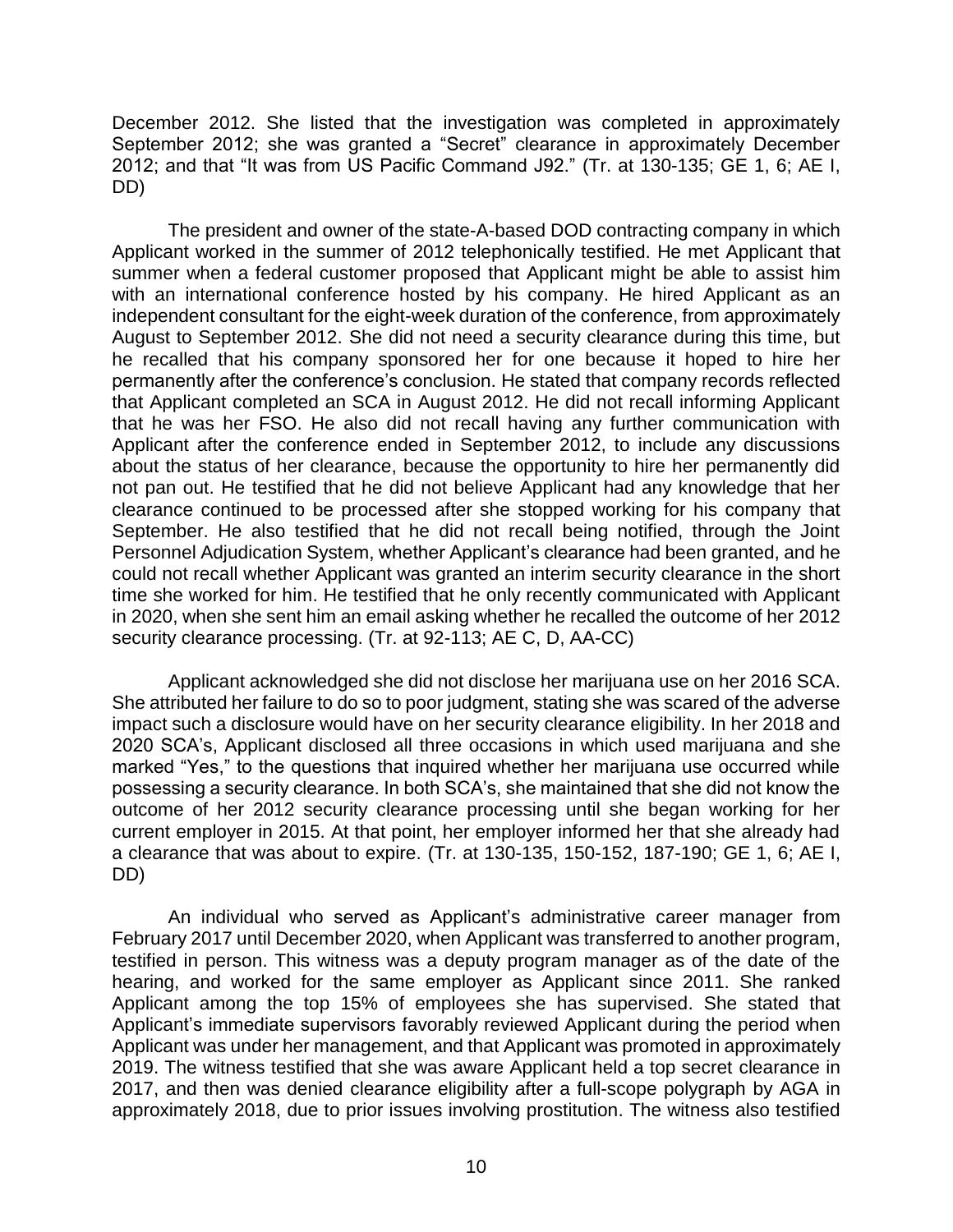December 2012. She listed that the investigation was completed in approximately September 2012; she was granted a "Secret" clearance in approximately December 2012; and that "It was from US Pacific Command J92." (Tr. at 130-135; GE 1, 6; AE I, DD)

The president and owner of the state-A-based DOD contracting company in which Applicant worked in the summer of 2012 telephonically testified. He met Applicant that summer when a federal customer proposed that Applicant might be able to assist him with an international conference hosted by his company. He hired Applicant as an independent consultant for the eight-week duration of the conference, from approximately August to September 2012. She did not need a security clearance during this time, but he recalled that his company sponsored her for one because it hoped to hire her permanently after the conference's conclusion. He stated that company records reflected that Applicant completed an SCA in August 2012. He did not recall informing Applicant that he was her FSO. He also did not recall having any further communication with Applicant after the conference ended in September 2012, to include any discussions about the status of her clearance, because the opportunity to hire her permanently did not pan out. He testified that he did not believe Applicant had any knowledge that her clearance continued to be processed after she stopped working for his company that September. He also testified that he did not recall being notified, through the Joint Personnel Adjudication System, whether Applicant's clearance had been granted, and he could not recall whether Applicant was granted an interim security clearance in the short time she worked for him. He testified that he only recently communicated with Applicant in 2020, when she sent him an email asking whether he recalled the outcome of her 2012 security clearance processing. (Tr. at 92-113; AE C, D, AA-CC)

Applicant acknowledged she did not disclose her marijuana use on her 2016 SCA. She attributed her failure to do so to poor judgment, stating she was scared of the adverse impact such a disclosure would have on her security clearance eligibility. In her 2018 and 2020 SCA's, Applicant disclosed all three occasions in which used marijuana and she marked "Yes," to the questions that inquired whether her marijuana use occurred while possessing a security clearance. In both SCA's, she maintained that she did not know the outcome of her 2012 security clearance processing until she began working for her current employer in 2015. At that point, her employer informed her that she already had a clearance that was about to expire. (Tr. at 130-135, 150-152, 187-190; GE 1, 6; AE I, DD)

An individual who served as Applicant's administrative career manager from February 2017 until December 2020, when Applicant was transferred to another program, testified in person. This witness was a deputy program manager as of the date of the hearing, and worked for the same employer as Applicant since 2011. She ranked Applicant among the top 15% of employees she has supervised. She stated that Applicant's immediate supervisors favorably reviewed Applicant during the period when Applicant was under her management, and that Applicant was promoted in approximately 2019. The witness testified that she was aware Applicant held a top secret clearance in 2017, and then was denied clearance eligibility after a full-scope polygraph by AGA in approximately 2018, due to prior issues involving prostitution. The witness also testified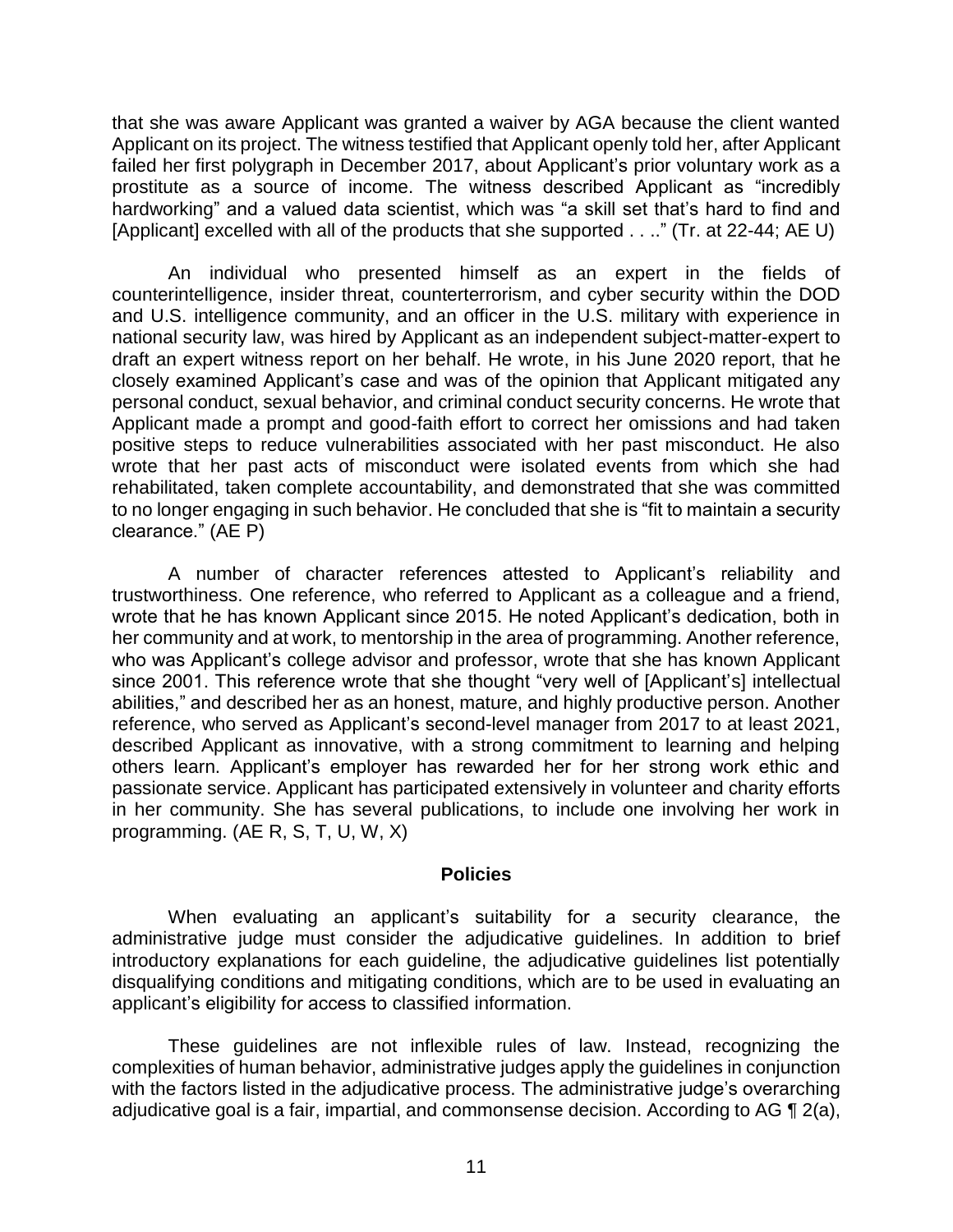that she was aware Applicant was granted a waiver by AGA because the client wanted Applicant on its project. The witness testified that Applicant openly told her, after Applicant failed her first polygraph in December 2017, about Applicant's prior voluntary work as a prostitute as a source of income. The witness described Applicant as "incredibly hardworking" and a valued data scientist, which was "a skill set that's hard to find and [Applicant] excelled with all of the products that she supported . . .." (Tr. at 22-44; AE U)

An individual who presented himself as an expert in the fields of counterintelligence, insider threat, counterterrorism, and cyber security within the DOD and U.S. intelligence community, and an officer in the U.S. military with experience in national security law, was hired by Applicant as an independent subject-matter-expert to draft an expert witness report on her behalf. He wrote, in his June 2020 report, that he closely examined Applicant's case and was of the opinion that Applicant mitigated any personal conduct, sexual behavior, and criminal conduct security concerns. He wrote that Applicant made a prompt and good-faith effort to correct her omissions and had taken positive steps to reduce vulnerabilities associated with her past misconduct. He also wrote that her past acts of misconduct were isolated events from which she had rehabilitated, taken complete accountability, and demonstrated that she was committed to no longer engaging in such behavior. He concluded that she is "fit to maintain a security clearance." (AE P)

A number of character references attested to Applicant's reliability and trustworthiness. One reference, who referred to Applicant as a colleague and a friend, wrote that he has known Applicant since 2015. He noted Applicant's dedication, both in her community and at work, to mentorship in the area of programming. Another reference, who was Applicant's college advisor and professor, wrote that she has known Applicant since 2001. This reference wrote that she thought "very well of [Applicant's] intellectual abilities," and described her as an honest, mature, and highly productive person. Another reference, who served as Applicant's second-level manager from 2017 to at least 2021, described Applicant as innovative, with a strong commitment to learning and helping others learn. Applicant's employer has rewarded her for her strong work ethic and passionate service. Applicant has participated extensively in volunteer and charity efforts in her community. She has several publications, to include one involving her work in programming. (AE R, S, T, U, W, X)

## Policies

When evaluating an applicant's suitability for a security clearance, the administrative judge must consider the adjudicative guidelines. In addition to brief introductory explanations for each guideline, the adjudicative guidelines list potentially disqualifying conditions and mitigating conditions, which are to be used in evaluating an applicant's eligibility for access to classified information.

These guidelines are not inflexible rules of law. Instead, recognizing the complexities of human behavior, administrative judges apply the guidelines in conjunction with the factors listed in the adjudicative process. The administrative judge's overarching adjudicative goal is a fair, impartial, and commonsense decision. According to AG ¶ 2(a),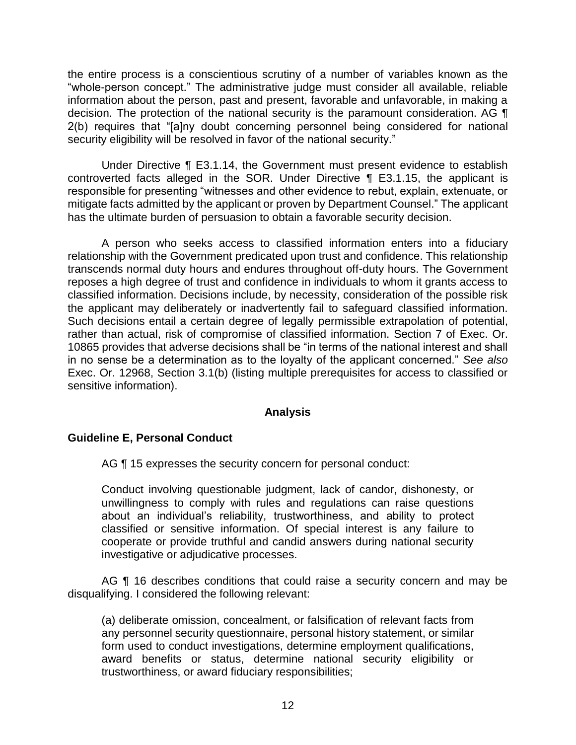the entire process is a conscientious scrutiny of a number of variables known as the "whole-person concept." The administrative judge must consider all available, reliable information about the person, past and present, favorable and unfavorable, in making a decision. The protection of the national security is the paramount consideration. AG ¶ 2(b) requires that "[a]ny doubt concerning personnel being considered for national security eligibility will be resolved in favor of the national security."

Under Directive ¶ E3.1.14, the Government must present evidence to establish controverted facts alleged in the SOR. Under Directive ¶ E3.1.15, the applicant is responsible for presenting "witnesses and other evidence to rebut, explain, extenuate, or mitigate facts admitted by the applicant or proven by Department Counsel." The applicant has the ultimate burden of persuasion to obtain a favorable security decision.

A person who seeks access to classified information enters into a fiduciary relationship with the Government predicated upon trust and confidence. This relationship transcends normal duty hours and endures throughout off-duty hours. The Government reposes a high degree of trust and confidence in individuals to whom it grants access to classified information. Decisions include, by necessity, consideration of the possible risk the applicant may deliberately or inadvertently fail to safeguard classified information. Such decisions entail a certain degree of legally permissible extrapolation of potential, rather than actual, risk of compromise of classified information. Section 7 of Exec. Or. 10865 provides that adverse decisions shall be "in terms of the national interest and shall in no sense be a determination as to the loyalty of the applicant concerned." *See also* Exec. Or. 12968, Section 3.1(b) (listing multiple prerequisites for access to classified or sensitive information).

## Analysis

### Guideline E, Personal Conduct

AG ¶ 15 expresses the security concern for personal conduct:

> Conduct involving questionable judgment, lack of candor, dishonesty, or unwillingness to comply with rules and regulations can raise questions about an individual's reliability, trustworthiness, and ability to protect classified or sensitive information. Of special interest is any failure to cooperate or provide truthful and candid answers during national security investigative or adjudicative processes.

AG ¶ 16 describes conditions that could raise a security concern and may be disqualifying. I considered the following relevant:

> (a) deliberate omission, concealment, or falsification of relevant facts from any personnel security questionnaire, personal history statement, or similar form used to conduct investigations, determine employment qualifications, award benefits or status, determine national security eligibility or trustworthiness, or award fiduciary responsibilities;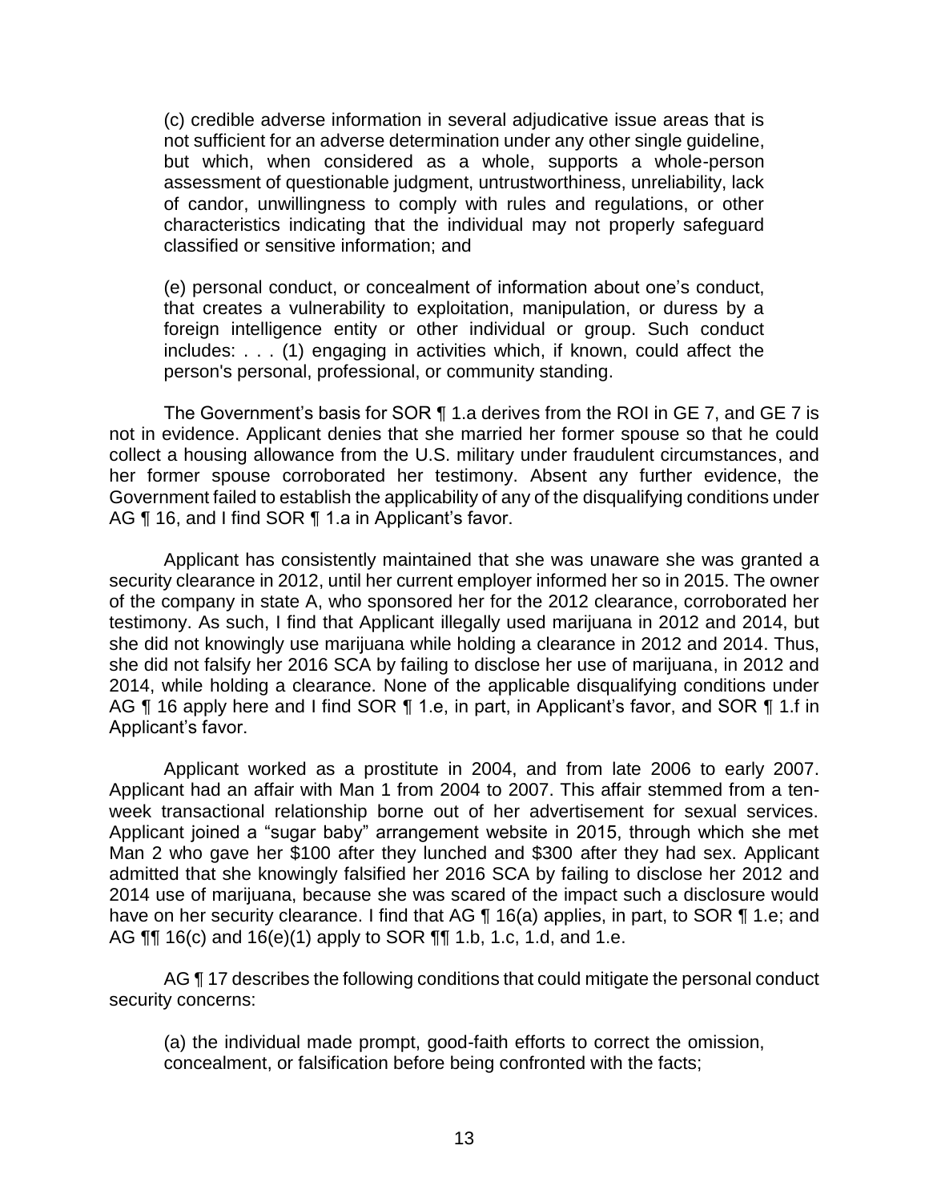(c) credible adverse information in several adjudicative issue areas that is not sufficient for an adverse determination under any other single guideline, but which, when considered as a whole, supports a whole-person assessment of questionable judgment, untrustworthiness, unreliability, lack of candor, unwillingness to comply with rules and regulations, or other characteristics indicating that the individual may not properly safeguard classified or sensitive information; and

(e) personal conduct, or concealment of information about one's conduct, that creates a vulnerability to exploitation, manipulation, or duress by a foreign intelligence entity or other individual or group. Such conduct includes: . . . (1) engaging in activities which, if known, could affect the person's personal, professional, or community standing.

The Government's basis for SOR ¶ 1.a derives from the ROI in GE 7, and GE 7 is not in evidence. Applicant denies that she married her former spouse so that he could collect a housing allowance from the U.S. military under fraudulent circumstances, and her former spouse corroborated her testimony. Absent any further evidence, the Government failed to establish the applicability of any of the disqualifying conditions under AG ¶ 16, and I find SOR ¶ 1.a in Applicant's favor.

Applicant has consistently maintained that she was unaware she was granted a security clearance in 2012, until her current employer informed her so in 2015. The owner of the company in state A, who sponsored her for the 2012 clearance, corroborated her testimony. As such, I find that Applicant illegally used marijuana in 2012 and 2014, but she did not knowingly use marijuana while holding a clearance in 2012 and 2014. Thus, she did not falsify her 2016 SCA by failing to disclose her use of marijuana, in 2012 and 2014, while holding a clearance. None of the applicable disqualifying conditions under AG ¶ 16 apply here and I find SOR ¶ 1.e, in part, in Applicant's favor, and SOR ¶ 1.f in Applicant's favor.

Applicant worked as a prostitute in 2004, and from late 2006 to early 2007. Applicant had an affair with Man 1 from 2004 to 2007. This affair stemmed from a ten-week transactional relationship borne out of her advertisement for sexual services. Applicant joined a "sugar baby" arrangement website in 2015, through which she met Man 2 who gave her $100 after they lunched and $300 after they had sex. Applicant admitted that she knowingly falsified her 2016 SCA by failing to disclose her 2012 and 2014 use of marijuana, because she was scared of the impact such a disclosure would have on her security clearance. I find that AG ¶ 16(a) applies, in part, to SOR ¶ 1.e; and AG ¶¶ 16(c) and 16(e)(1) apply to SOR ¶¶ 1.b, 1.c, 1.d, and 1.e.

AG ¶ 17 describes the following conditions that could mitigate the personal conduct security concerns:

(a) the individual made prompt, good-faith efforts to correct the omission, concealment, or falsification before being confronted with the facts;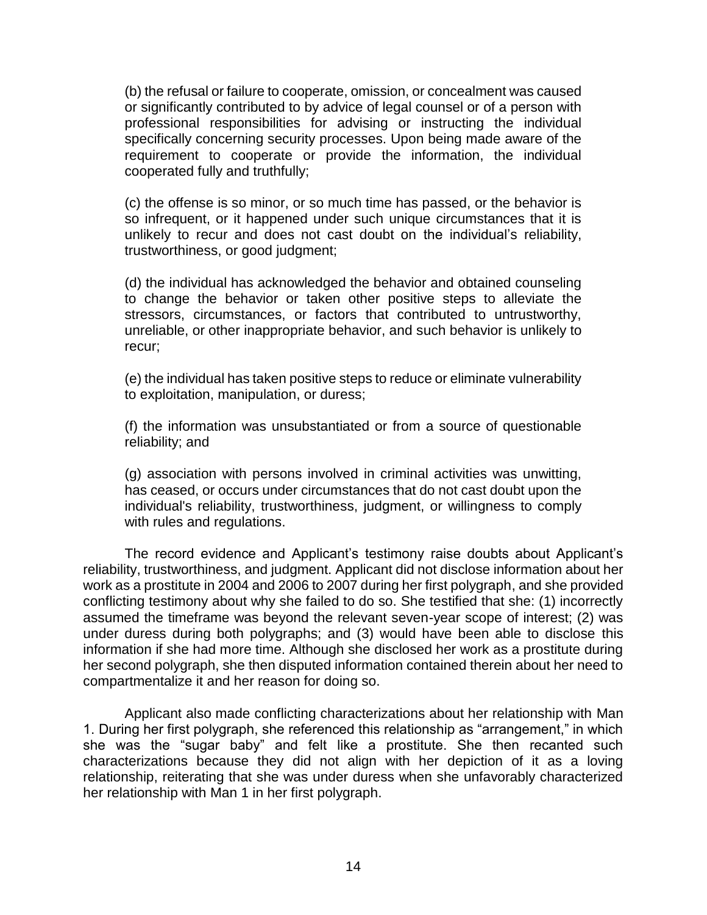> (b) the refusal or failure to cooperate, omission, or concealment was caused or significantly contributed to by advice of legal counsel or of a person with professional responsibilities for advising or instructing the individual specifically concerning security processes. Upon being made aware of the requirement to cooperate or provide the information, the individual cooperated fully and truthfully;
>
> (c) the offense is so minor, or so much time has passed, or the behavior is so infrequent, or it happened under such unique circumstances that it is unlikely to recur and does not cast doubt on the individual's reliability, trustworthiness, or good judgment;
>
> (d) the individual has acknowledged the behavior and obtained counseling to change the behavior or taken other positive steps to alleviate the stressors, circumstances, or factors that contributed to untrustworthy, unreliable, or other inappropriate behavior, and such behavior is unlikely to recur;
>
> (e) the individual has taken positive steps to reduce or eliminate vulnerability to exploitation, manipulation, or duress;
>
> (f) the information was unsubstantiated or from a source of questionable reliability; and
>
> (g) association with persons involved in criminal activities was unwitting, has ceased, or occurs under circumstances that do not cast doubt upon the individual's reliability, trustworthiness, judgment, or willingness to comply with rules and regulations.

The record evidence and Applicant's testimony raise doubts about Applicant's reliability, trustworthiness, and judgment. Applicant did not disclose information about her work as a prostitute in 2004 and 2006 to 2007 during her first polygraph, and she provided conflicting testimony about why she failed to do so. She testified that she: (1) incorrectly assumed the timeframe was beyond the relevant seven-year scope of interest; (2) was under duress during both polygraphs; and (3) would have been able to disclose this information if she had more time. Although she disclosed her work as a prostitute during her second polygraph, she then disputed information contained therein about her need to compartmentalize it and her reason for doing so.

Applicant also made conflicting characterizations about her relationship with Man 1. During her first polygraph, she referenced this relationship as "arrangement," in which she was the "sugar baby" and felt like a prostitute. She then recanted such characterizations because they did not align with her depiction of it as a loving relationship, reiterating that she was under duress when she unfavorably characterized her relationship with Man 1 in her first polygraph.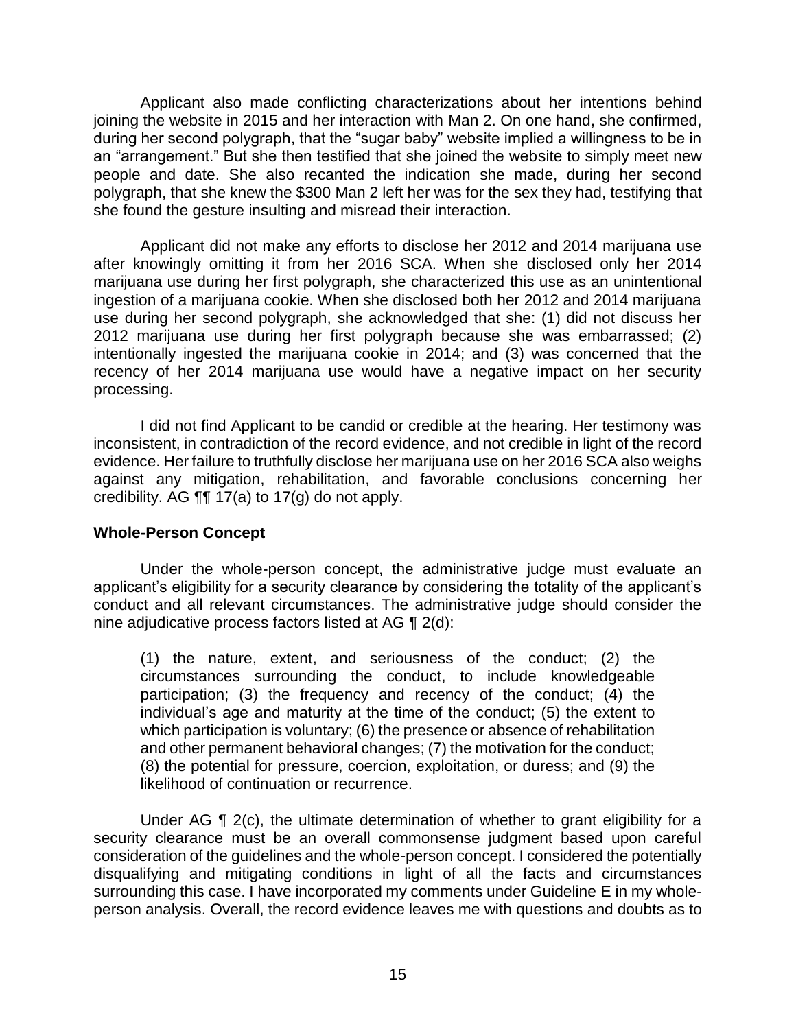Applicant also made conflicting characterizations about her intentions behind joining the website in 2015 and her interaction with Man 2. On one hand, she confirmed, during her second polygraph, that the "sugar baby" website implied a willingness to be in an "arrangement." But she then testified that she joined the website to simply meet new people and date. She also recanted the indication she made, during her second polygraph, that she knew the $300 Man 2 left her was for the sex they had, testifying that she found the gesture insulting and misread their interaction.

Applicant did not make any efforts to disclose her 2012 and 2014 marijuana use after knowingly omitting it from her 2016 SCA. When she disclosed only her 2014 marijuana use during her first polygraph, she characterized this use as an unintentional ingestion of a marijuana cookie. When she disclosed both her 2012 and 2014 marijuana use during her second polygraph, she acknowledged that she: (1) did not discuss her 2012 marijuana use during her first polygraph because she was embarrassed; (2) intentionally ingested the marijuana cookie in 2014; and (3) was concerned that the recency of her 2014 marijuana use would have a negative impact on her security processing.

I did not find Applicant to be candid or credible at the hearing. Her testimony was inconsistent, in contradiction of the record evidence, and not credible in light of the record evidence. Her failure to truthfully disclose her marijuana use on her 2016 SCA also weighs against any mitigation, rehabilitation, and favorable conclusions concerning her credibility. AG ¶¶ 17(a) to 17(g) do not apply.

**Whole-Person Concept**

Under the whole-person concept, the administrative judge must evaluate an applicant's eligibility for a security clearance by considering the totality of the applicant's conduct and all relevant circumstances. The administrative judge should consider the nine adjudicative process factors listed at AG ¶ 2(d):

> (1) the nature, extent, and seriousness of the conduct; (2) the circumstances surrounding the conduct, to include knowledgeable participation; (3) the frequency and recency of the conduct; (4) the individual's age and maturity at the time of the conduct; (5) the extent to which participation is voluntary; (6) the presence or absence of rehabilitation and other permanent behavioral changes; (7) the motivation for the conduct; (8) the potential for pressure, coercion, exploitation, or duress; and (9) the likelihood of continuation or recurrence.

Under AG ¶ 2(c), the ultimate determination of whether to grant eligibility for a security clearance must be an overall commonsense judgment based upon careful consideration of the guidelines and the whole-person concept. I considered the potentially disqualifying and mitigating conditions in light of all the facts and circumstances surrounding this case. I have incorporated my comments under Guideline E in my whole-person analysis. Overall, the record evidence leaves me with questions and doubts as to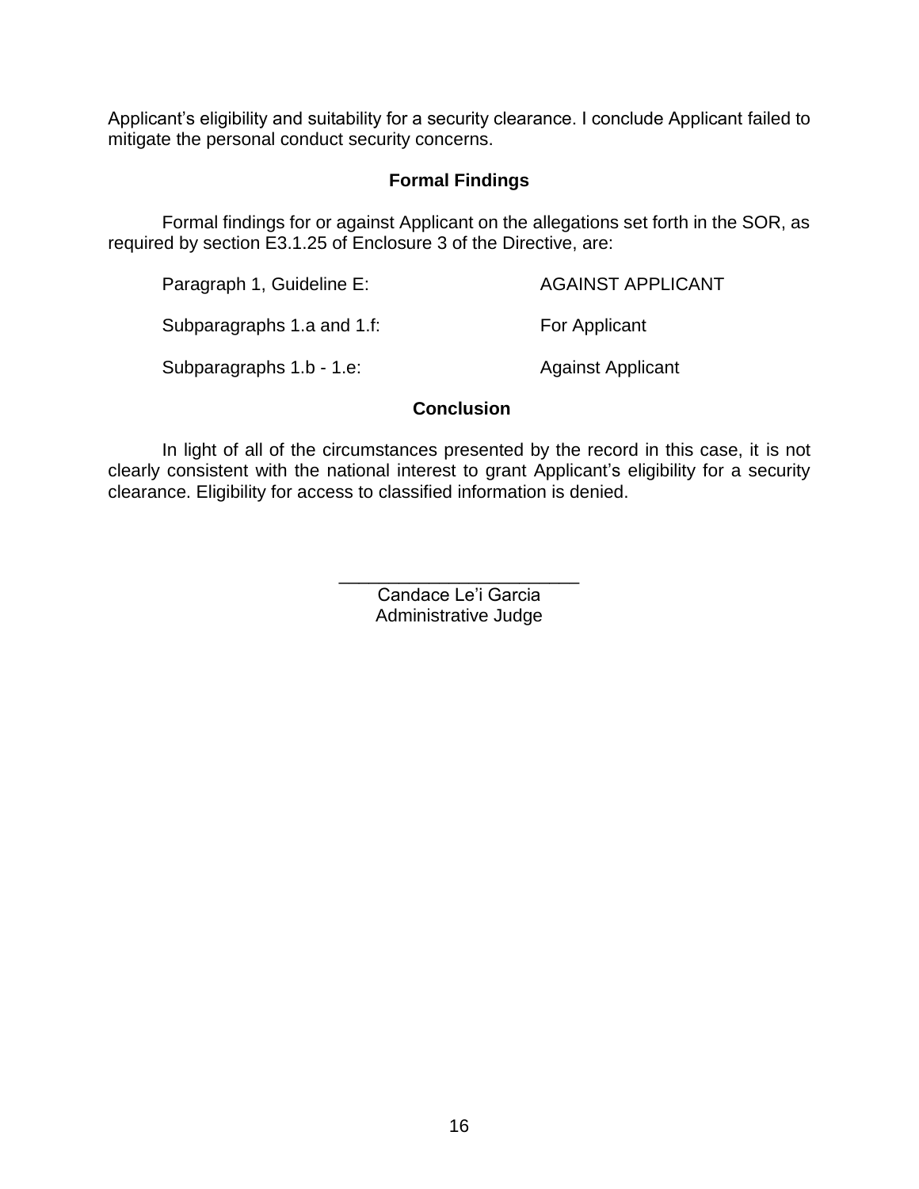Applicant’s eligibility and suitability for a security clearance. I conclude Applicant failed to mitigate the personal conduct security concerns.

## Formal Findings

Formal findings for or against Applicant on the allegations set forth in the SOR, as required by section E3.1.25 of Enclosure 3 of the Directive, are:

| | |
|---|---|
| Paragraph 1, Guideline E: | AGAINST APPLICANT |
| Subparagraphs 1.a and 1.f: | For Applicant |
| Subparagraphs 1.b - 1.e: | Against Applicant |

## Conclusion

In light of all of the circumstances presented by the record in this case, it is not clearly consistent with the national interest to grant Applicant’s eligibility for a security clearance. Eligibility for access to classified information is denied.

________________________
Candace Le’i Garcia
Administrative Judge